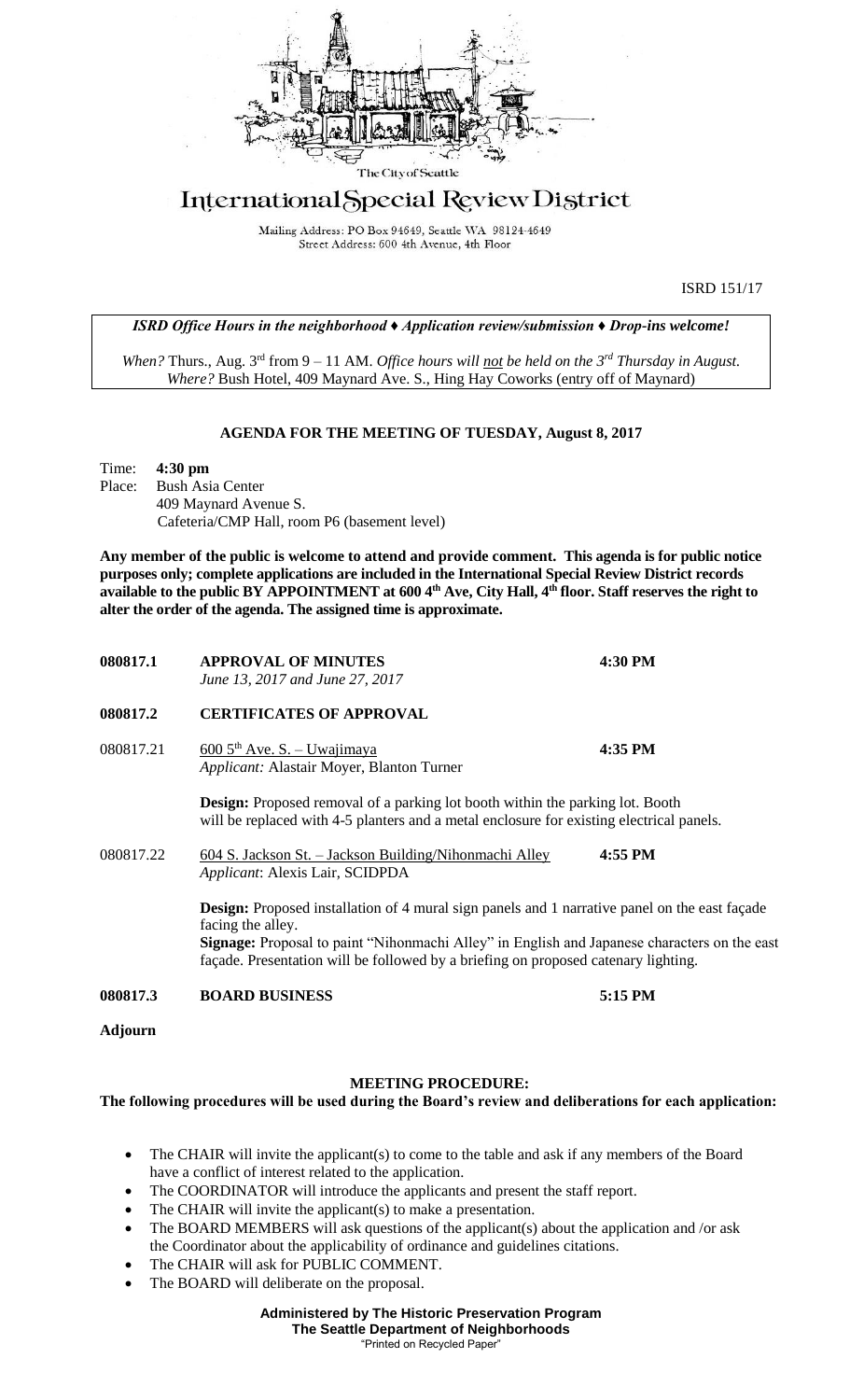The City of Seattle

# International Special Review District

Mailing Address: PO Box 94649, Seattle WA 98124-4649
Street Address: 600 4th Avenue, 4th Floor

ISRD 151/17

***ISRD Office Hours in the neighborhood ♦ Application review/submission ♦ Drop-ins welcome!***

*When?* Thurs., Aug. 3rd from 9 – 11 AM. *Office hours will not be held on the 3rd Thursday in August.*
*Where?* Bush Hotel, 409 Maynard Ave. S., Hing Hay Coworks (entry off of Maynard)

## AGENDA FOR THE MEETING OF TUESDAY, August 8, 2017

Time: **4:30 pm**
Place: Bush Asia Center
409 Maynard Avenue S.
Cafeteria/CMP Hall, room P6 (basement level)

**Any member of the public is welcome to attend and provide comment. This agenda is for public notice purposes only; complete applications are included in the International Special Review District records available to the public BY APPOINTMENT at 600 4th Ave, City Hall, 4th floor. Staff reserves the right to alter the order of the agenda. The assigned time is approximate.**

**080817.1 APPROVAL OF MINUTES** — **4:30 PM**
*June 13, 2017 and June 27, 2017*

**080817.2 CERTIFICATES OF APPROVAL**

080817.21 — 600 5th Ave. S. – Uwajimaya — **4:35 PM**
*Applicant:* Alastair Moyer, Blanton Turner

**Design:** Proposed removal of a parking lot booth within the parking lot. Booth will be replaced with 4-5 planters and a metal enclosure for existing electrical panels.

080817.22 — 604 S. Jackson St. – Jackson Building/Nihonmachi Alley — **4:55 PM**
*Applicant*: Alexis Lair, SCIDPDA

**Design:** Proposed installation of 4 mural sign panels and 1 narrative panel on the east façade facing the alley.
**Signage:** Proposal to paint "Nihonmachi Alley" in English and Japanese characters on the east façade. Presentation will be followed by a briefing on proposed catenary lighting.

**080817.3 BOARD BUSINESS** — **5:15 PM**

**Adjourn**

## MEETING PROCEDURE:

**The following procedures will be used during the Board's review and deliberations for each application:**

- The CHAIR will invite the applicant(s) to come to the table and ask if any members of the Board have a conflict of interest related to the application.
- The COORDINATOR will introduce the applicants and present the staff report.
- The CHAIR will invite the applicant(s) to make a presentation.
- The BOARD MEMBERS will ask questions of the applicant(s) about the application and /or ask the Coordinator about the applicability of ordinance and guidelines citations.
- The CHAIR will ask for PUBLIC COMMENT.
- The BOARD will deliberate on the proposal.

**Administered by The Historic Preservation Program**
**The Seattle Department of Neighborhoods**
"Printed on Recycled Paper"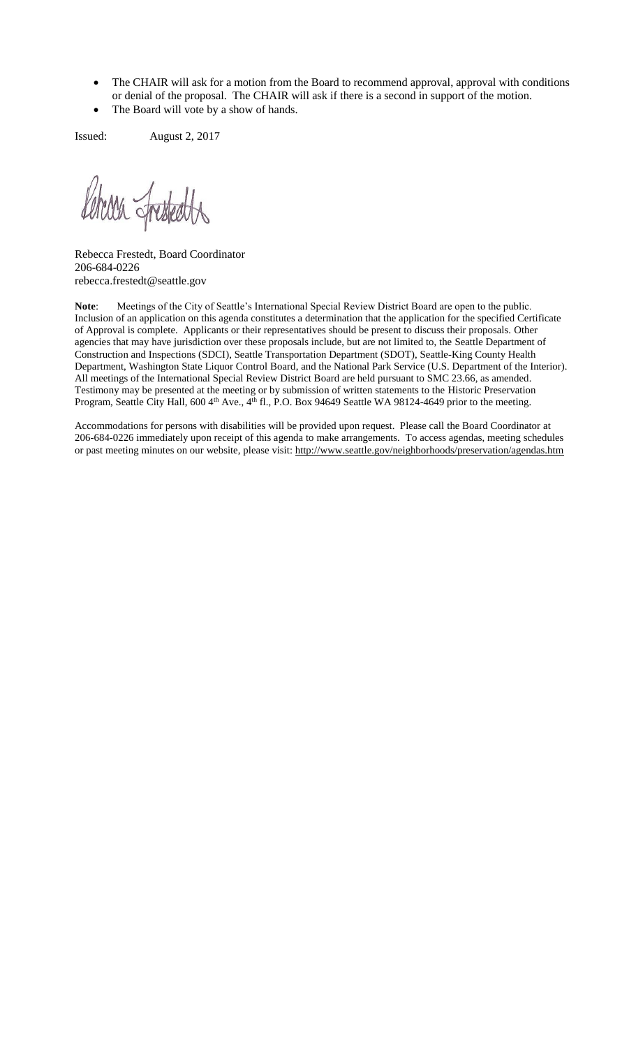- The CHAIR will ask for a motion from the Board to recommend approval, approval with conditions or denial of the proposal. The CHAIR will ask if there is a second in support of the motion.
- The Board will vote by a show of hands.

Issued: August 2, 2017

Rebecca Frestedt, Board Coordinator
206-684-0226
rebecca.frestedt@seattle.gov

**Note**: Meetings of the City of Seattle's International Special Review District Board are open to the public. Inclusion of an application on this agenda constitutes a determination that the application for the specified Certificate of Approval is complete. Applicants or their representatives should be present to discuss their proposals. Other agencies that may have jurisdiction over these proposals include, but are not limited to, the Seattle Department of Construction and Inspections (SDCI), Seattle Transportation Department (SDOT), Seattle-King County Health Department, Washington State Liquor Control Board, and the National Park Service (U.S. Department of the Interior). All meetings of the International Special Review District Board are held pursuant to SMC 23.66, as amended. Testimony may be presented at the meeting or by submission of written statements to the Historic Preservation Program, Seattle City Hall, 600 4th Ave., 4th fl., P.O. Box 94649 Seattle WA 98124-4649 prior to the meeting.

Accommodations for persons with disabilities will be provided upon request. Please call the Board Coordinator at 206-684-0226 immediately upon receipt of this agenda to make arrangements. To access agendas, meeting schedules or past meeting minutes on our website, please visit: http://www.seattle.gov/neighborhoods/preservation/agendas.htm